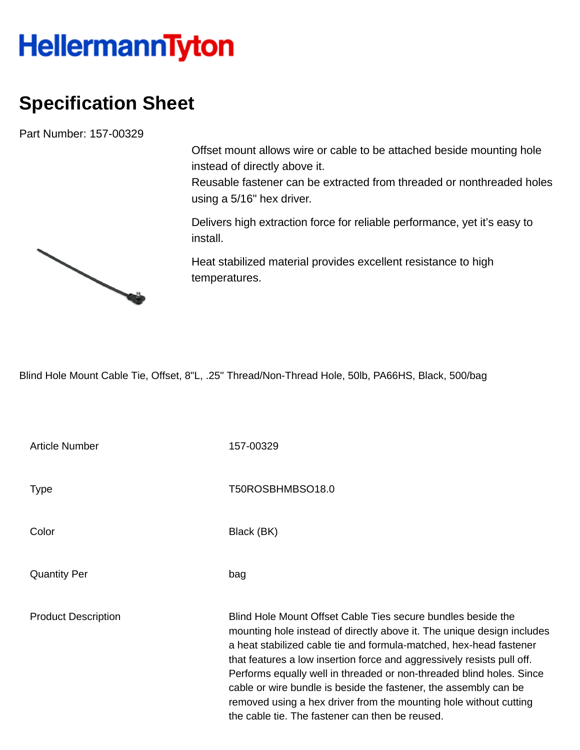HellermannTyton

# Specification Sheet

Part Number: 157-00329

Offset mount allows wire or cable to be attached beside mounting hole instead of directly above it.
Reusable fastener can be extracted from threaded or nonthreaded holes using a 5/16" hex driver.

Delivers high extraction force for reliable performance, yet it's easy to install.

Heat stabilized material provides excellent resistance to high temperatures.

Blind Hole Mount Cable Tie, Offset, 8"L, .25" Thread/Non-Thread Hole, 50lb, PA66HS, Black, 500/bag

| | |
|---|---|
| Article Number | 157-00329 |
| Type | T50ROSBHMBSO18.0 |
| Color | Black (BK) |
| Quantity Per | bag |
| Product Description | Blind Hole Mount Offset Cable Ties secure bundles beside the mounting hole instead of directly above it. The unique design includes a heat stabilized cable tie and formula-matched, hex-head fastener that features a low insertion force and aggressively resists pull off. Performs equally well in threaded or non-threaded blind holes. Since cable or wire bundle is beside the fastener, the assembly can be removed using a hex driver from the mounting hole without cutting the cable tie. The fastener can then be reused. |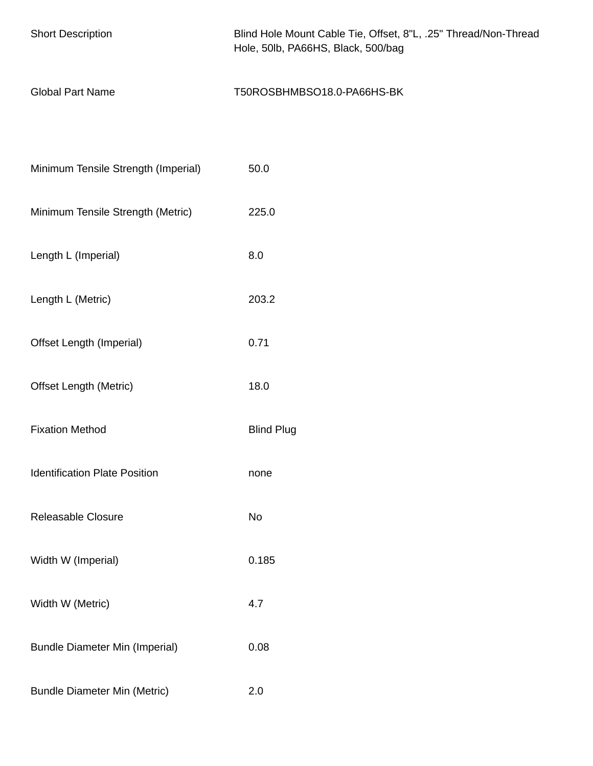| | |
|---|---|
| Short Description | Blind Hole Mount Cable Tie, Offset, 8"L, .25" Thread/Non-Thread Hole, 50lb, PA66HS, Black, 500/bag |
| Global Part Name | T50ROSBHMBSO18.0-PA66HS-BK |

| | |
|---|---|
| Minimum Tensile Strength (Imperial) | 50.0 |
| Minimum Tensile Strength (Metric) | 225.0 |
| Length L (Imperial) | 8.0 |
| Length L (Metric) | 203.2 |
| Offset Length (Imperial) | 0.71 |
| Offset Length (Metric) | 18.0 |
| Fixation Method | Blind Plug |
| Identification Plate Position | none |
| Releasable Closure | No |
| Width W (Imperial) | 0.185 |
| Width W (Metric) | 4.7 |
| Bundle Diameter Min (Imperial) | 0.08 |
| Bundle Diameter Min (Metric) | 2.0 |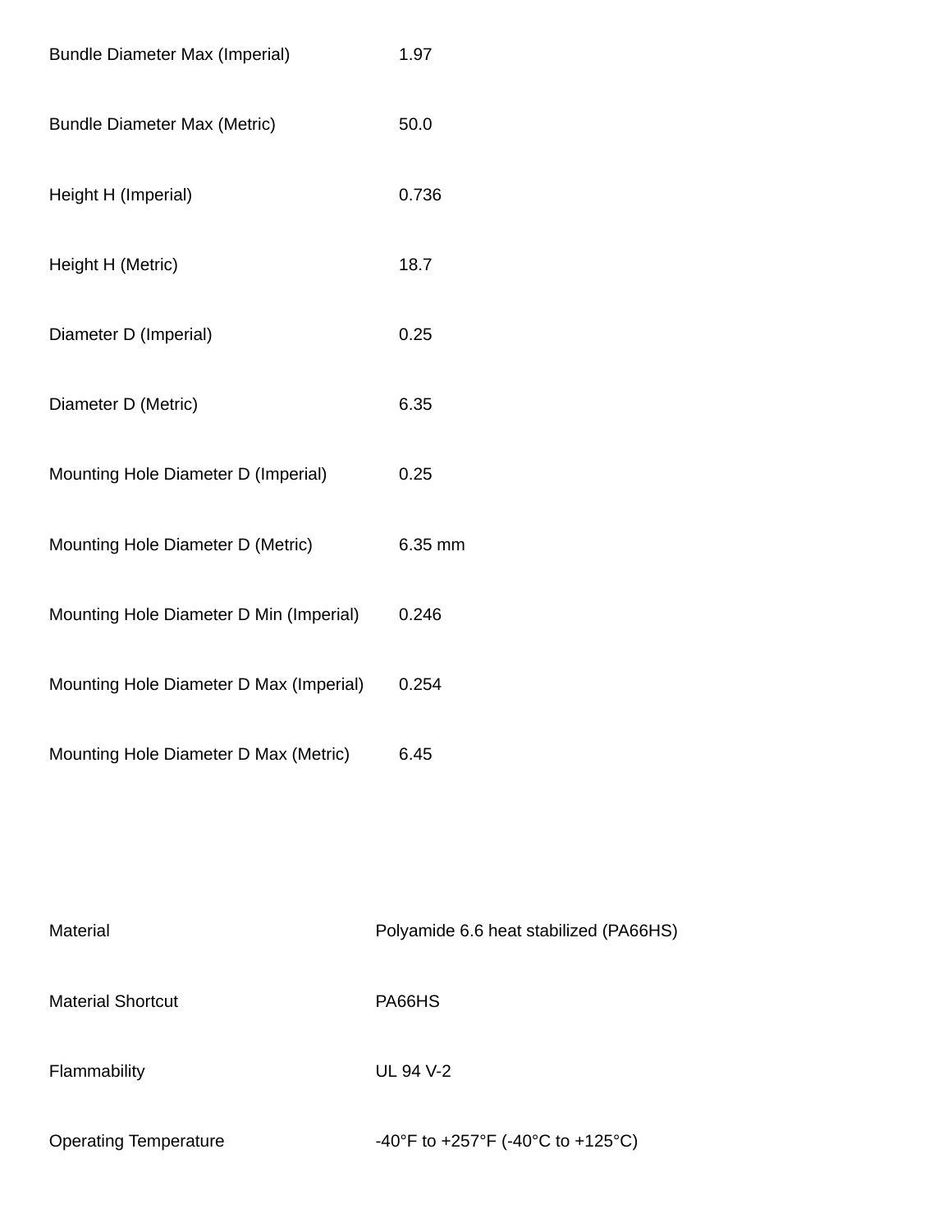| | |
|---|---|
| Bundle Diameter Max (Imperial) | 1.97 |
| Bundle Diameter Max (Metric) | 50.0 |
| Height H (Imperial) | 0.736 |
| Height H (Metric) | 18.7 |
| Diameter D (Imperial) | 0.25 |
| Diameter D (Metric) | 6.35 |
| Mounting Hole Diameter D (Imperial) | 0.25 |
| Mounting Hole Diameter D (Metric) | 6.35 mm |
| Mounting Hole Diameter D Min (Imperial) | 0.246 |
| Mounting Hole Diameter D Max (Imperial) | 0.254 |
| Mounting Hole Diameter D Max (Metric) | 6.45 |

| | |
|---|---|
| Material | Polyamide 6.6 heat stabilized (PA66HS) |
| Material Shortcut | PA66HS |
| Flammability | UL 94 V-2 |
| Operating Temperature | -40°F to +257°F (-40°C to +125°C) |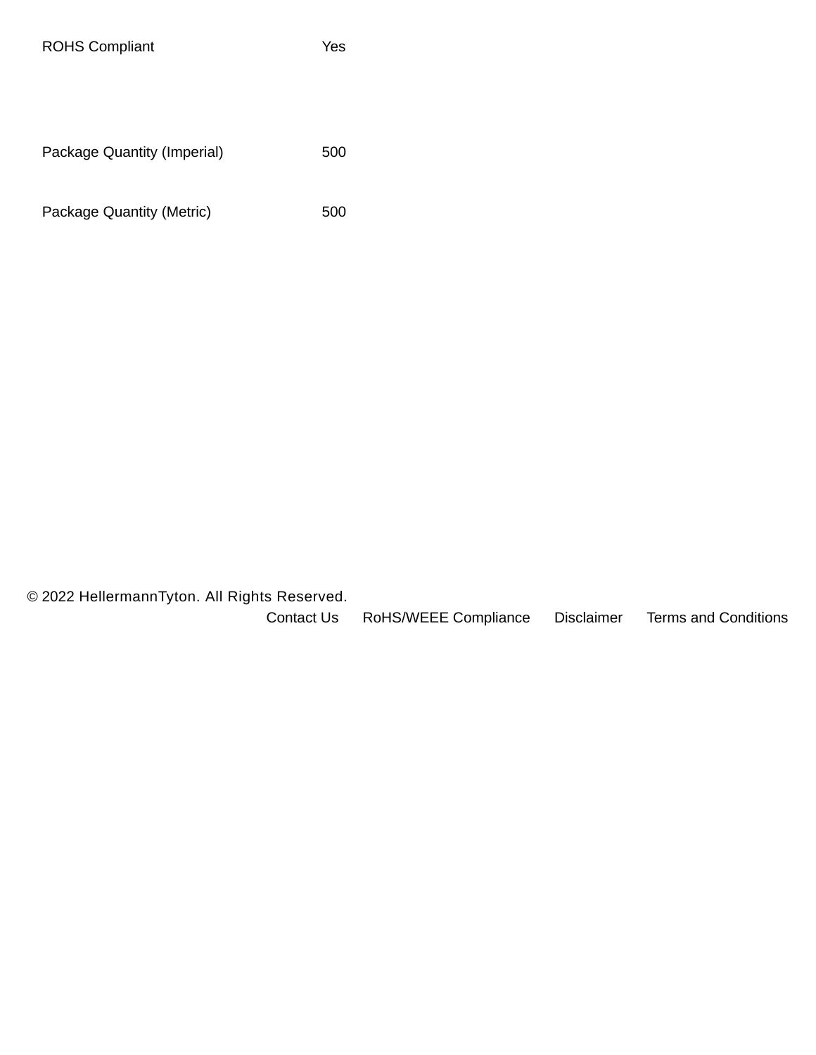| | |
|---|---|
| ROHS Compliant | Yes |
| Package Quantity (Imperial) | 500 |
| Package Quantity (Metric) | 500 |

© 2022 HellermannTyton. All Rights Reserved.

Contact Us RoHS/WEEE Compliance Disclaimer Terms and Conditions